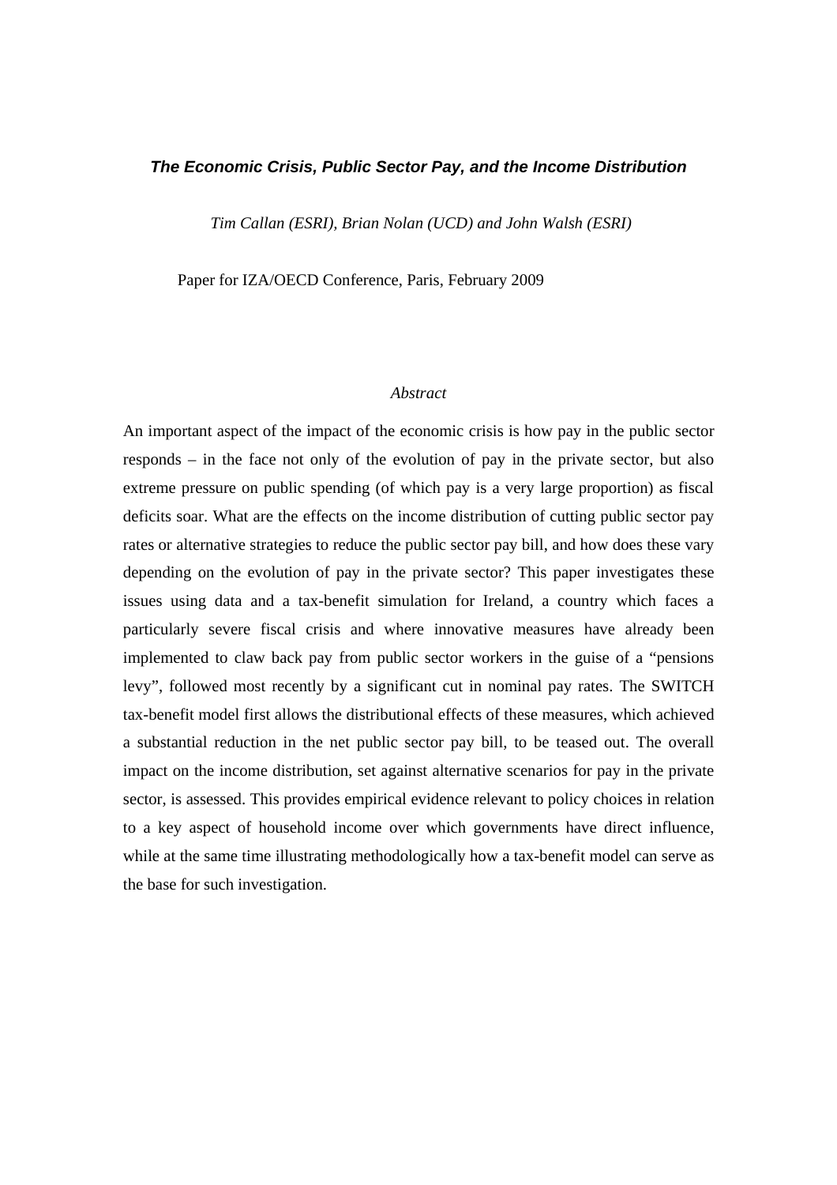# *The Economic Crisis, Public Sector Pay, and the Income Distribution*

*Tim Callan (ESRI), Brian Nolan (UCD) and John Walsh (ESRI)*

Paper for IZA/OECD Conference, Paris, February 2009

*Abstract*

An important aspect of the impact of the economic crisis is how pay in the public sector responds – in the face not only of the evolution of pay in the private sector, but also extreme pressure on public spending (of which pay is a very large proportion) as fiscal deficits soar. What are the effects on the income distribution of cutting public sector pay rates or alternative strategies to reduce the public sector pay bill, and how does these vary depending on the evolution of pay in the private sector? This paper investigates these issues using data and a tax-benefit simulation for Ireland, a country which faces a particularly severe fiscal crisis and where innovative measures have already been implemented to claw back pay from public sector workers in the guise of a "pensions levy", followed most recently by a significant cut in nominal pay rates. The SWITCH tax-benefit model first allows the distributional effects of these measures, which achieved a substantial reduction in the net public sector pay bill, to be teased out. The overall impact on the income distribution, set against alternative scenarios for pay in the private sector, is assessed. This provides empirical evidence relevant to policy choices in relation to a key aspect of household income over which governments have direct influence, while at the same time illustrating methodologically how a tax-benefit model can serve as the base for such investigation.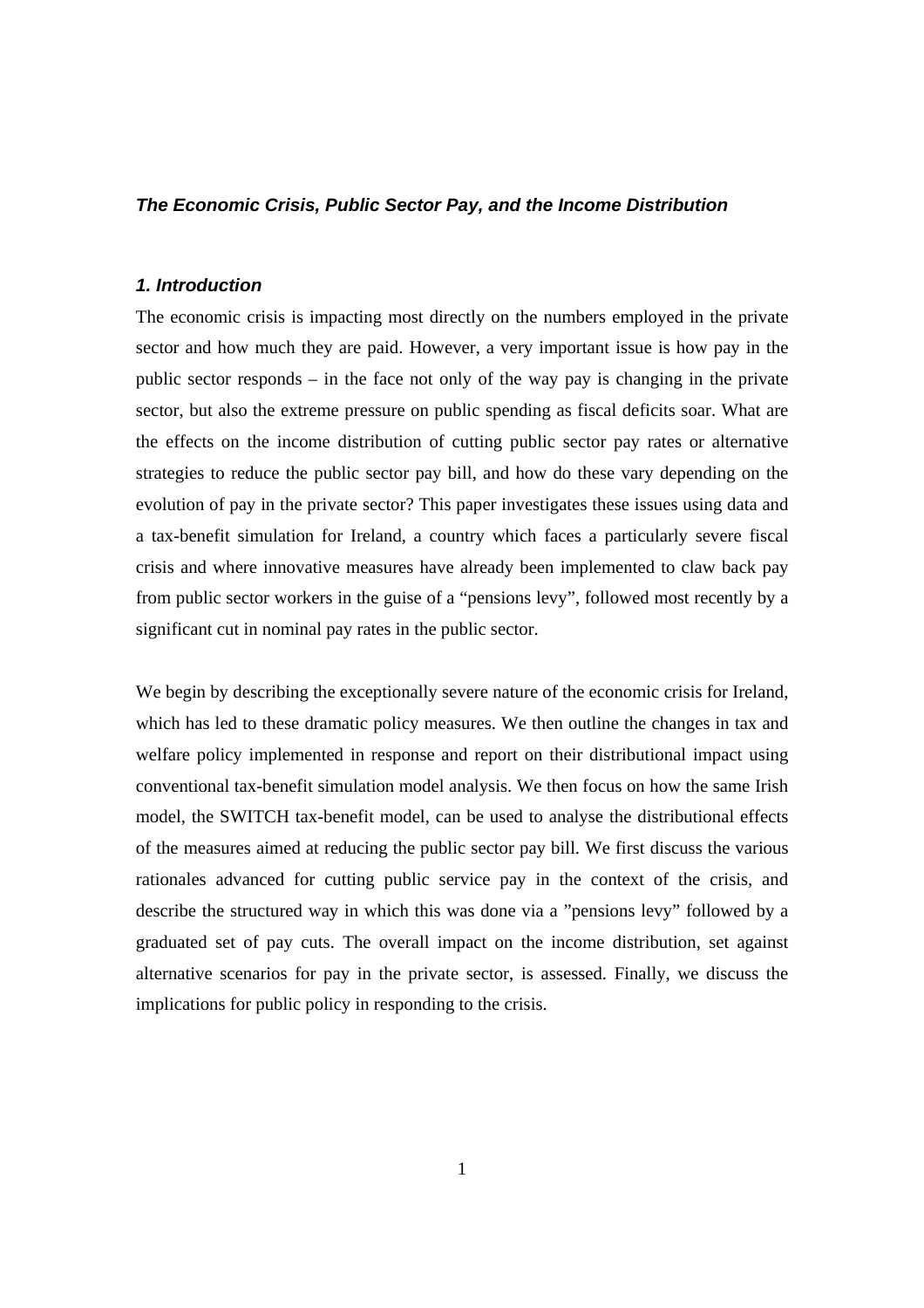***The Economic Crisis, Public Sector Pay, and the Income Distribution***

### *1. Introduction*

The economic crisis is impacting most directly on the numbers employed in the private sector and how much they are paid. However, a very important issue is how pay in the public sector responds – in the face not only of the way pay is changing in the private sector, but also the extreme pressure on public spending as fiscal deficits soar. What are the effects on the income distribution of cutting public sector pay rates or alternative strategies to reduce the public sector pay bill, and how do these vary depending on the evolution of pay in the private sector? This paper investigates these issues using data and a tax-benefit simulation for Ireland, a country which faces a particularly severe fiscal crisis and where innovative measures have already been implemented to claw back pay from public sector workers in the guise of a "pensions levy", followed most recently by a significant cut in nominal pay rates in the public sector.

We begin by describing the exceptionally severe nature of the economic crisis for Ireland, which has led to these dramatic policy measures. We then outline the changes in tax and welfare policy implemented in response and report on their distributional impact using conventional tax-benefit simulation model analysis. We then focus on how the same Irish model, the SWITCH tax-benefit model, can be used to analyse the distributional effects of the measures aimed at reducing the public sector pay bill. We first discuss the various rationales advanced for cutting public service pay in the context of the crisis, and describe the structured way in which this was done via a "pensions levy" followed by a graduated set of pay cuts. The overall impact on the income distribution, set against alternative scenarios for pay in the private sector, is assessed. Finally, we discuss the implications for public policy in responding to the crisis.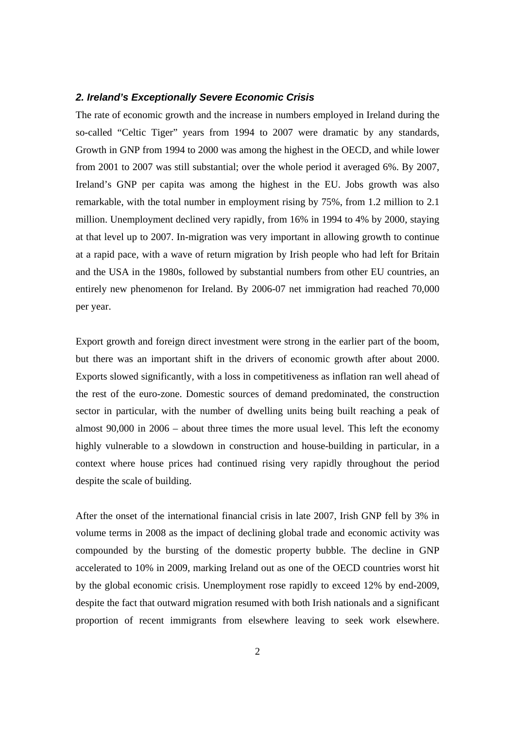## *2. Ireland's Exceptionally Severe Economic Crisis*

The rate of economic growth and the increase in numbers employed in Ireland during the so-called "Celtic Tiger" years from 1994 to 2007 were dramatic by any standards, Growth in GNP from 1994 to 2000 was among the highest in the OECD, and while lower from 2001 to 2007 was still substantial; over the whole period it averaged 6%. By 2007, Ireland's GNP per capita was among the highest in the EU. Jobs growth was also remarkable, with the total number in employment rising by 75%, from 1.2 million to 2.1 million. Unemployment declined very rapidly, from 16% in 1994 to 4% by 2000, staying at that level up to 2007. In-migration was very important in allowing growth to continue at a rapid pace, with a wave of return migration by Irish people who had left for Britain and the USA in the 1980s, followed by substantial numbers from other EU countries, an entirely new phenomenon for Ireland. By 2006-07 net immigration had reached 70,000 per year.

Export growth and foreign direct investment were strong in the earlier part of the boom, but there was an important shift in the drivers of economic growth after about 2000. Exports slowed significantly, with a loss in competitiveness as inflation ran well ahead of the rest of the euro-zone. Domestic sources of demand predominated, the construction sector in particular, with the number of dwelling units being built reaching a peak of almost 90,000 in 2006 – about three times the more usual level. This left the economy highly vulnerable to a slowdown in construction and house-building in particular, in a context where house prices had continued rising very rapidly throughout the period despite the scale of building.

After the onset of the international financial crisis in late 2007, Irish GNP fell by 3% in volume terms in 2008 as the impact of declining global trade and economic activity was compounded by the bursting of the domestic property bubble. The decline in GNP accelerated to 10% in 2009, marking Ireland out as one of the OECD countries worst hit by the global economic crisis. Unemployment rose rapidly to exceed 12% by end-2009, despite the fact that outward migration resumed with both Irish nationals and a significant proportion of recent immigrants from elsewhere leaving to seek work elsewhere.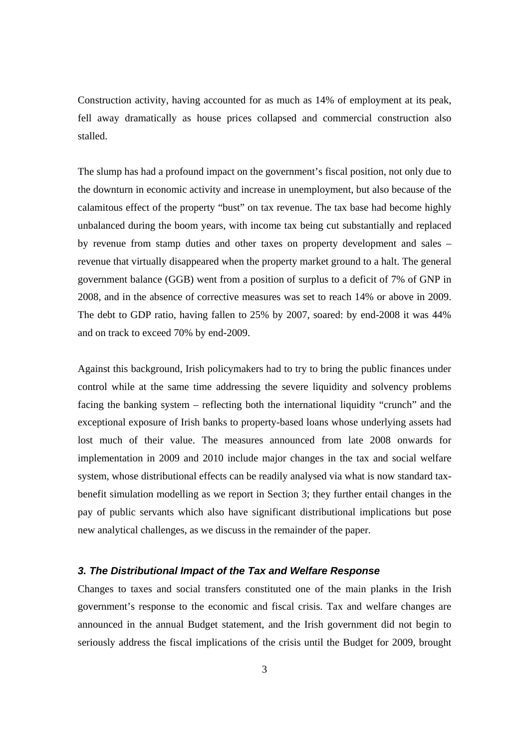Construction activity, having accounted for as much as 14% of employment at its peak, fell away dramatically as house prices collapsed and commercial construction also stalled.

The slump has had a profound impact on the government's fiscal position, not only due to the downturn in economic activity and increase in unemployment, but also because of the calamitous effect of the property "bust" on tax revenue. The tax base had become highly unbalanced during the boom years, with income tax being cut substantially and replaced by revenue from stamp duties and other taxes on property development and sales – revenue that virtually disappeared when the property market ground to a halt. The general government balance (GGB) went from a position of surplus to a deficit of 7% of GNP in 2008, and in the absence of corrective measures was set to reach 14% or above in 2009. The debt to GDP ratio, having fallen to 25% by 2007, soared: by end-2008 it was 44% and on track to exceed 70% by end-2009.

Against this background, Irish policymakers had to try to bring the public finances under control while at the same time addressing the severe liquidity and solvency problems facing the banking system – reflecting both the international liquidity "crunch" and the exceptional exposure of Irish banks to property-based loans whose underlying assets had lost much of their value. The measures announced from late 2008 onwards for implementation in 2009 and 2010 include major changes in the tax and social welfare system, whose distributional effects can be readily analysed via what is now standard tax-benefit simulation modelling as we report in Section 3; they further entail changes in the pay of public servants which also have significant distributional implications but pose new analytical challenges, as we discuss in the remainder of the paper.

### *3. The Distributional Impact of the Tax and Welfare Response*

Changes to taxes and social transfers constituted one of the main planks in the Irish government's response to the economic and fiscal crisis. Tax and welfare changes are announced in the annual Budget statement, and the Irish government did not begin to seriously address the fiscal implications of the crisis until the Budget for 2009, brought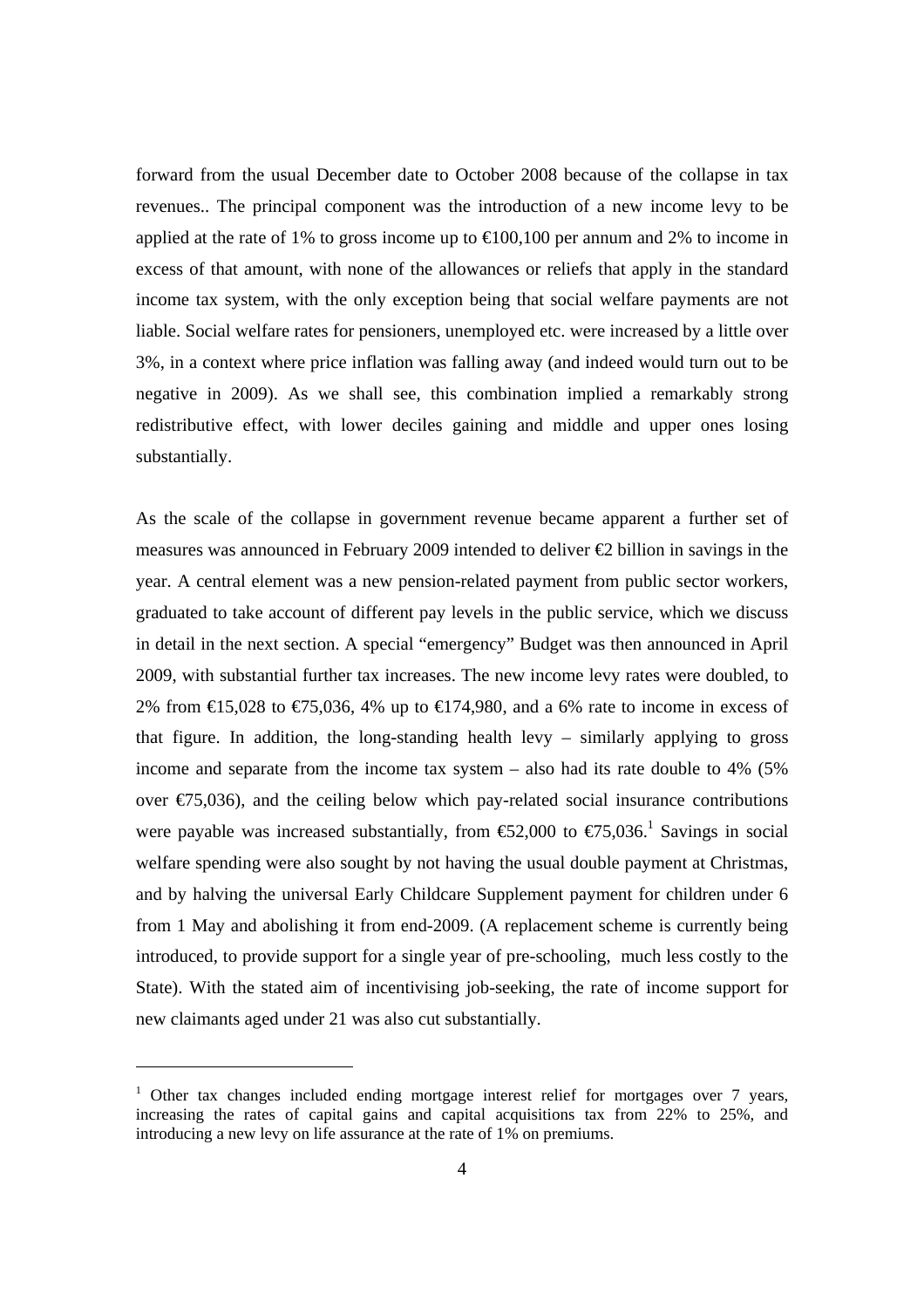forward from the usual December date to October 2008 because of the collapse in tax revenues.. The principal component was the introduction of a new income levy to be applied at the rate of 1% to gross income up to €100,100 per annum and 2% to income in excess of that amount, with none of the allowances or reliefs that apply in the standard income tax system, with the only exception being that social welfare payments are not liable. Social welfare rates for pensioners, unemployed etc. were increased by a little over 3%, in a context where price inflation was falling away (and indeed would turn out to be negative in 2009). As we shall see, this combination implied a remarkably strong redistributive effect, with lower deciles gaining and middle and upper ones losing substantially.

As the scale of the collapse in government revenue became apparent a further set of measures was announced in February 2009 intended to deliver €2 billion in savings in the year. A central element was a new pension-related payment from public sector workers, graduated to take account of different pay levels in the public service, which we discuss in detail in the next section. A special "emergency" Budget was then announced in April 2009, with substantial further tax increases. The new income levy rates were doubled, to 2% from €15,028 to €75,036, 4% up to €174,980, and a 6% rate to income in excess of that figure. In addition, the long-standing health levy – similarly applying to gross income and separate from the income tax system – also had its rate double to 4% (5% over €75,036), and the ceiling below which pay-related social insurance contributions were payable was increased substantially, from €52,000 to €75,036.[1] Savings in social welfare spending were also sought by not having the usual double payment at Christmas, and by halving the universal Early Childcare Supplement payment for children under 6 from 1 May and abolishing it from end-2009. (A replacement scheme is currently being introduced, to provide support for a single year of pre-schooling, much less costly to the State). With the stated aim of incentivising job-seeking, the rate of income support for new claimants aged under 21 was also cut substantially.

[1] Other tax changes included ending mortgage interest relief for mortgages over 7 years, increasing the rates of capital gains and capital acquisitions tax from 22% to 25%, and introducing a new levy on life assurance at the rate of 1% on premiums.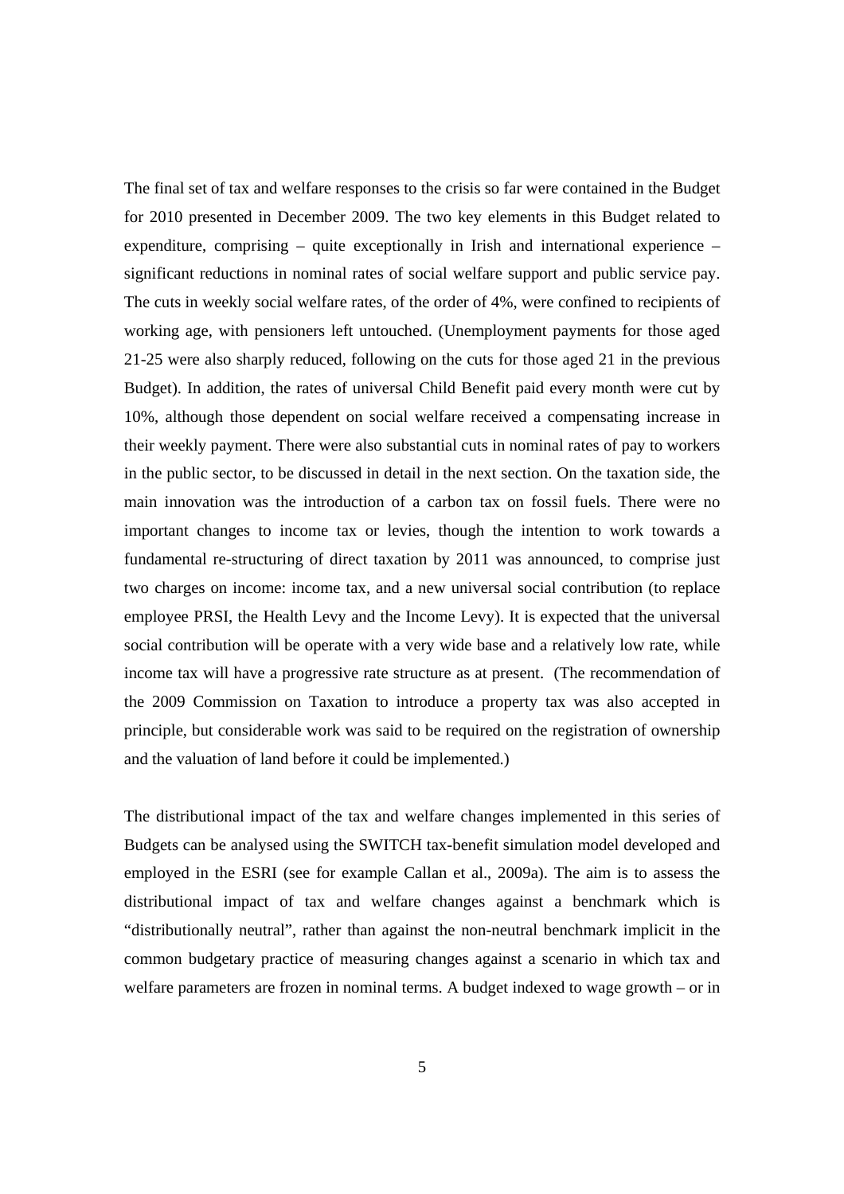The final set of tax and welfare responses to the crisis so far were contained in the Budget for 2010 presented in December 2009. The two key elements in this Budget related to expenditure, comprising – quite exceptionally in Irish and international experience – significant reductions in nominal rates of social welfare support and public service pay. The cuts in weekly social welfare rates, of the order of 4%, were confined to recipients of working age, with pensioners left untouched. (Unemployment payments for those aged 21-25 were also sharply reduced, following on the cuts for those aged 21 in the previous Budget). In addition, the rates of universal Child Benefit paid every month were cut by 10%, although those dependent on social welfare received a compensating increase in their weekly payment. There were also substantial cuts in nominal rates of pay to workers in the public sector, to be discussed in detail in the next section. On the taxation side, the main innovation was the introduction of a carbon tax on fossil fuels. There were no important changes to income tax or levies, though the intention to work towards a fundamental re-structuring of direct taxation by 2011 was announced, to comprise just two charges on income: income tax, and a new universal social contribution (to replace employee PRSI, the Health Levy and the Income Levy). It is expected that the universal social contribution will be operate with a very wide base and a relatively low rate, while income tax will have a progressive rate structure as at present. (The recommendation of the 2009 Commission on Taxation to introduce a property tax was also accepted in principle, but considerable work was said to be required on the registration of ownership and the valuation of land before it could be implemented.)

The distributional impact of the tax and welfare changes implemented in this series of Budgets can be analysed using the SWITCH tax-benefit simulation model developed and employed in the ESRI (see for example Callan et al., 2009a). The aim is to assess the distributional impact of tax and welfare changes against a benchmark which is "distributionally neutral", rather than against the non-neutral benchmark implicit in the common budgetary practice of measuring changes against a scenario in which tax and welfare parameters are frozen in nominal terms. A budget indexed to wage growth – or in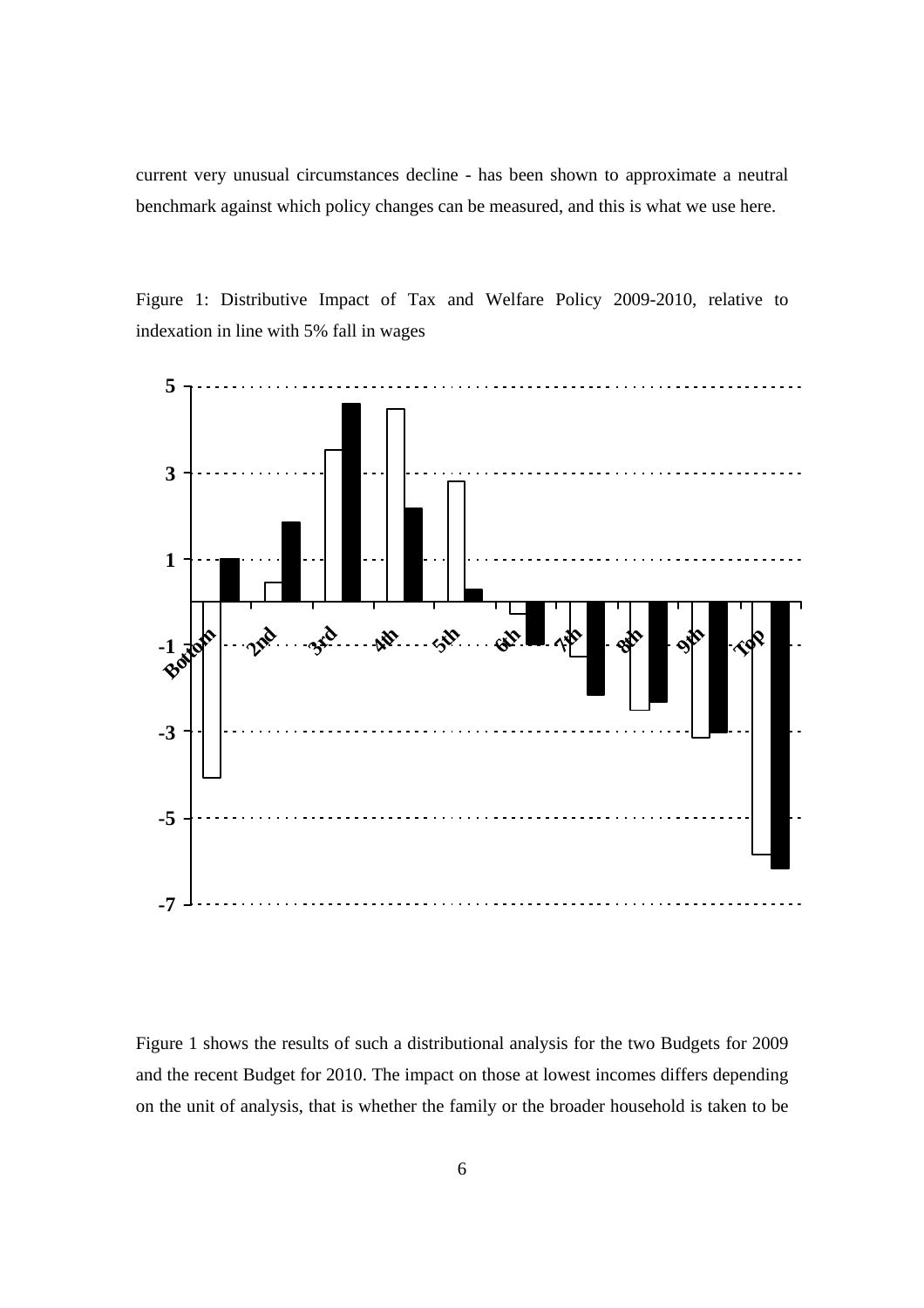current very unusual circumstances decline - has been shown to approximate a neutral benchmark against which policy changes can be measured, and this is what we use here.

Figure 1: Distributive Impact of Tax and Welfare Policy 2009-2010, relative to indexation in line with 5% fall in wages

Figure 1 shows the results of such a distributional analysis for the two Budgets for 2009 and the recent Budget for 2010. The impact on those at lowest incomes differs depending on the unit of analysis, that is whether the family or the broader household is taken to be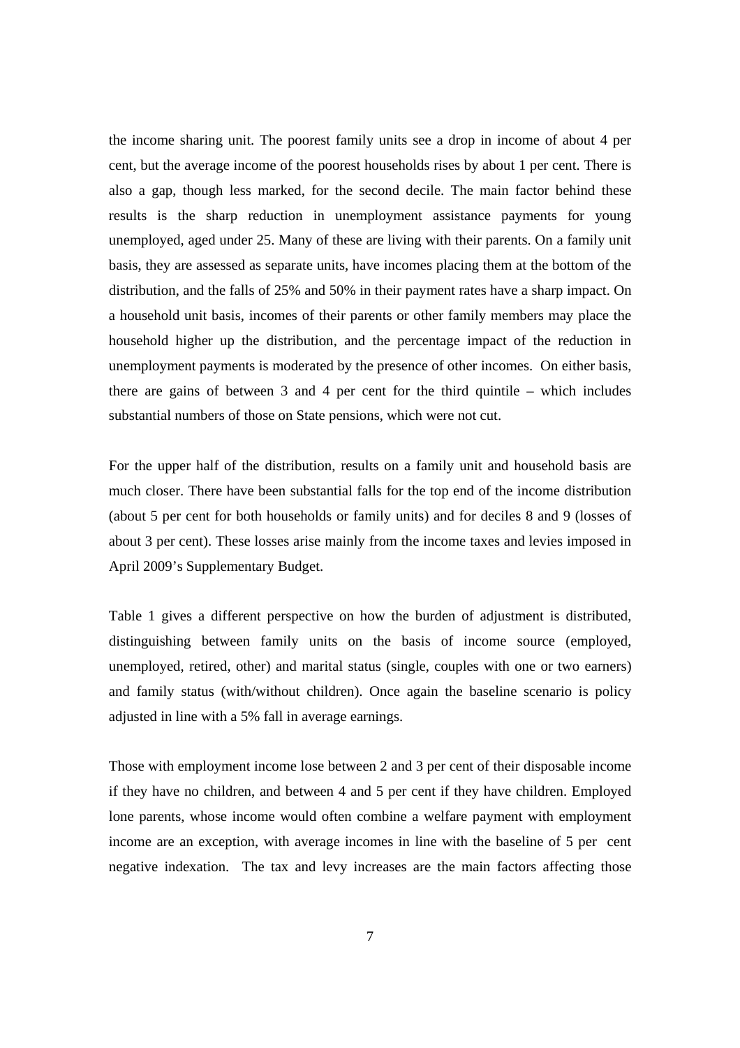the income sharing unit. The poorest family units see a drop in income of about 4 per cent, but the average income of the poorest households rises by about 1 per cent. There is also a gap, though less marked, for the second decile. The main factor behind these results is the sharp reduction in unemployment assistance payments for young unemployed, aged under 25. Many of these are living with their parents. On a family unit basis, they are assessed as separate units, have incomes placing them at the bottom of the distribution, and the falls of 25% and 50% in their payment rates have a sharp impact. On a household unit basis, incomes of their parents or other family members may place the household higher up the distribution, and the percentage impact of the reduction in unemployment payments is moderated by the presence of other incomes. On either basis, there are gains of between 3 and 4 per cent for the third quintile – which includes substantial numbers of those on State pensions, which were not cut.

For the upper half of the distribution, results on a family unit and household basis are much closer. There have been substantial falls for the top end of the income distribution (about 5 per cent for both households or family units) and for deciles 8 and 9 (losses of about 3 per cent). These losses arise mainly from the income taxes and levies imposed in April 2009's Supplementary Budget.

Table 1 gives a different perspective on how the burden of adjustment is distributed, distinguishing between family units on the basis of income source (employed, unemployed, retired, other) and marital status (single, couples with one or two earners) and family status (with/without children). Once again the baseline scenario is policy adjusted in line with a 5% fall in average earnings.

Those with employment income lose between 2 and 3 per cent of their disposable income if they have no children, and between 4 and 5 per cent if they have children. Employed lone parents, whose income would often combine a welfare payment with employment income are an exception, with average incomes in line with the baseline of 5 per cent negative indexation. The tax and levy increases are the main factors affecting those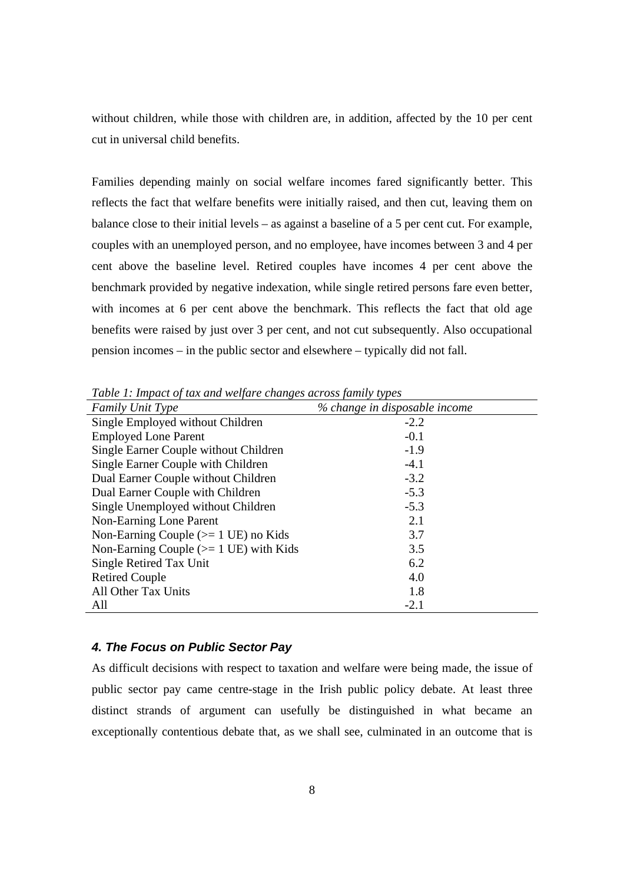without children, while those with children are, in addition, affected by the 10 per cent cut in universal child benefits.

Families depending mainly on social welfare incomes fared significantly better. This reflects the fact that welfare benefits were initially raised, and then cut, leaving them on balance close to their initial levels – as against a baseline of a 5 per cent cut. For example, couples with an unemployed person, and no employee, have incomes between 3 and 4 per cent above the baseline level. Retired couples have incomes 4 per cent above the benchmark provided by negative indexation, while single retired persons fare even better, with incomes at 6 per cent above the benchmark. This reflects the fact that old age benefits were raised by just over 3 per cent, and not cut subsequently. Also occupational pension incomes – in the public sector and elsewhere – typically did not fall.

*Table 1: Impact of tax and welfare changes across family types*

| *Family Unit Type* | *% change in disposable income* |
|---|---|
| Single Employed without Children | -2.2 |
| Employed Lone Parent | -0.1 |
| Single Earner Couple without Children | -1.9 |
| Single Earner Couple with Children | -4.1 |
| Dual Earner Couple without Children | -3.2 |
| Dual Earner Couple with Children | -5.3 |
| Single Unemployed without Children | -5.3 |
| Non-Earning Lone Parent | 2.1 |
| Non-Earning Couple (>= 1 UE) no Kids | 3.7 |
| Non-Earning Couple (>= 1 UE) with Kids | 3.5 |
| Single Retired Tax Unit | 6.2 |
| Retired Couple | 4.0 |
| All Other Tax Units | 1.8 |
| All | -2.1 |

### *4. The Focus on Public Sector Pay*

As difficult decisions with respect to taxation and welfare were being made, the issue of public sector pay came centre-stage in the Irish public policy debate. At least three distinct strands of argument can usefully be distinguished in what became an exceptionally contentious debate that, as we shall see, culminated in an outcome that is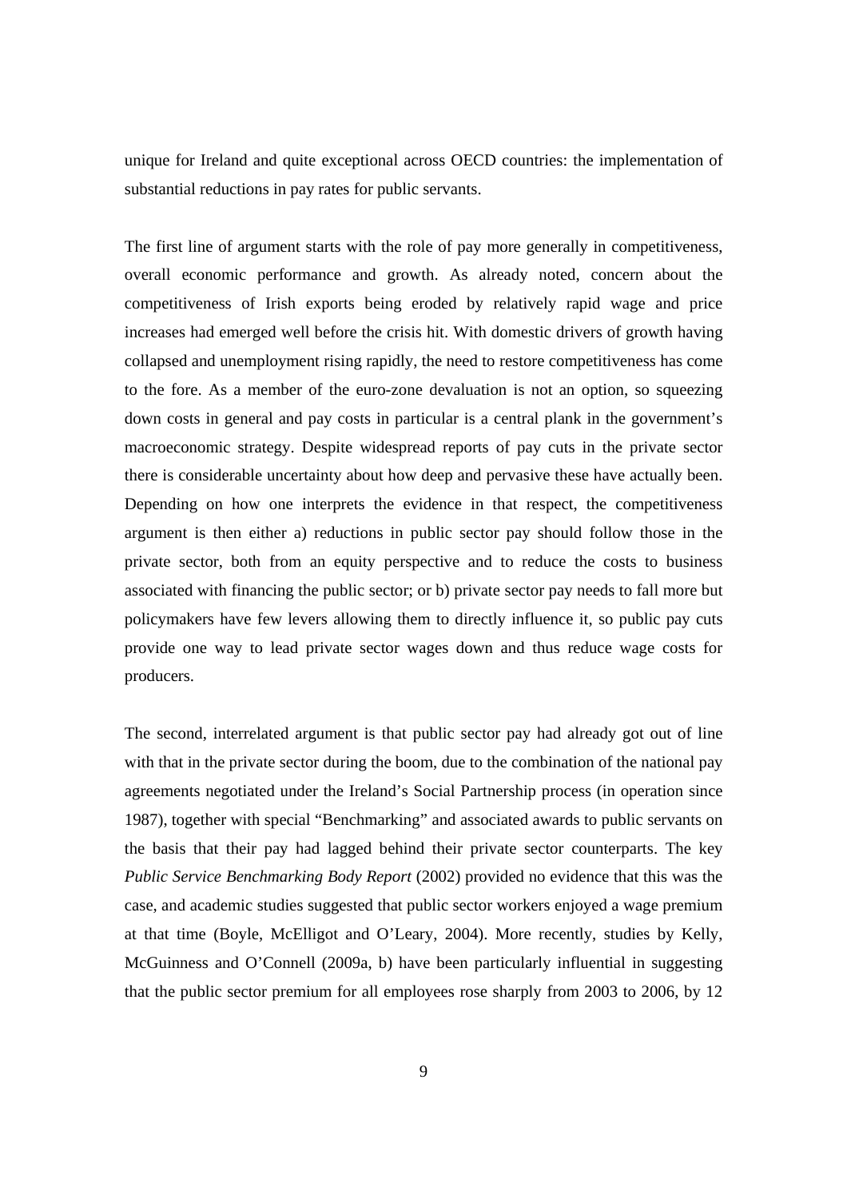unique for Ireland and quite exceptional across OECD countries: the implementation of substantial reductions in pay rates for public servants.

The first line of argument starts with the role of pay more generally in competitiveness, overall economic performance and growth. As already noted, concern about the competitiveness of Irish exports being eroded by relatively rapid wage and price increases had emerged well before the crisis hit. With domestic drivers of growth having collapsed and unemployment rising rapidly, the need to restore competitiveness has come to the fore. As a member of the euro-zone devaluation is not an option, so squeezing down costs in general and pay costs in particular is a central plank in the government's macroeconomic strategy. Despite widespread reports of pay cuts in the private sector there is considerable uncertainty about how deep and pervasive these have actually been. Depending on how one interprets the evidence in that respect, the competitiveness argument is then either a) reductions in public sector pay should follow those in the private sector, both from an equity perspective and to reduce the costs to business associated with financing the public sector; or b) private sector pay needs to fall more but policymakers have few levers allowing them to directly influence it, so public pay cuts provide one way to lead private sector wages down and thus reduce wage costs for producers.

The second, interrelated argument is that public sector pay had already got out of line with that in the private sector during the boom, due to the combination of the national pay agreements negotiated under the Ireland's Social Partnership process (in operation since 1987), together with special "Benchmarking" and associated awards to public servants on the basis that their pay had lagged behind their private sector counterparts. The key *Public Service Benchmarking Body Report* (2002) provided no evidence that this was the case, and academic studies suggested that public sector workers enjoyed a wage premium at that time (Boyle, McElligot and O'Leary, 2004). More recently, studies by Kelly, McGuinness and O'Connell (2009a, b) have been particularly influential in suggesting that the public sector premium for all employees rose sharply from 2003 to 2006, by 12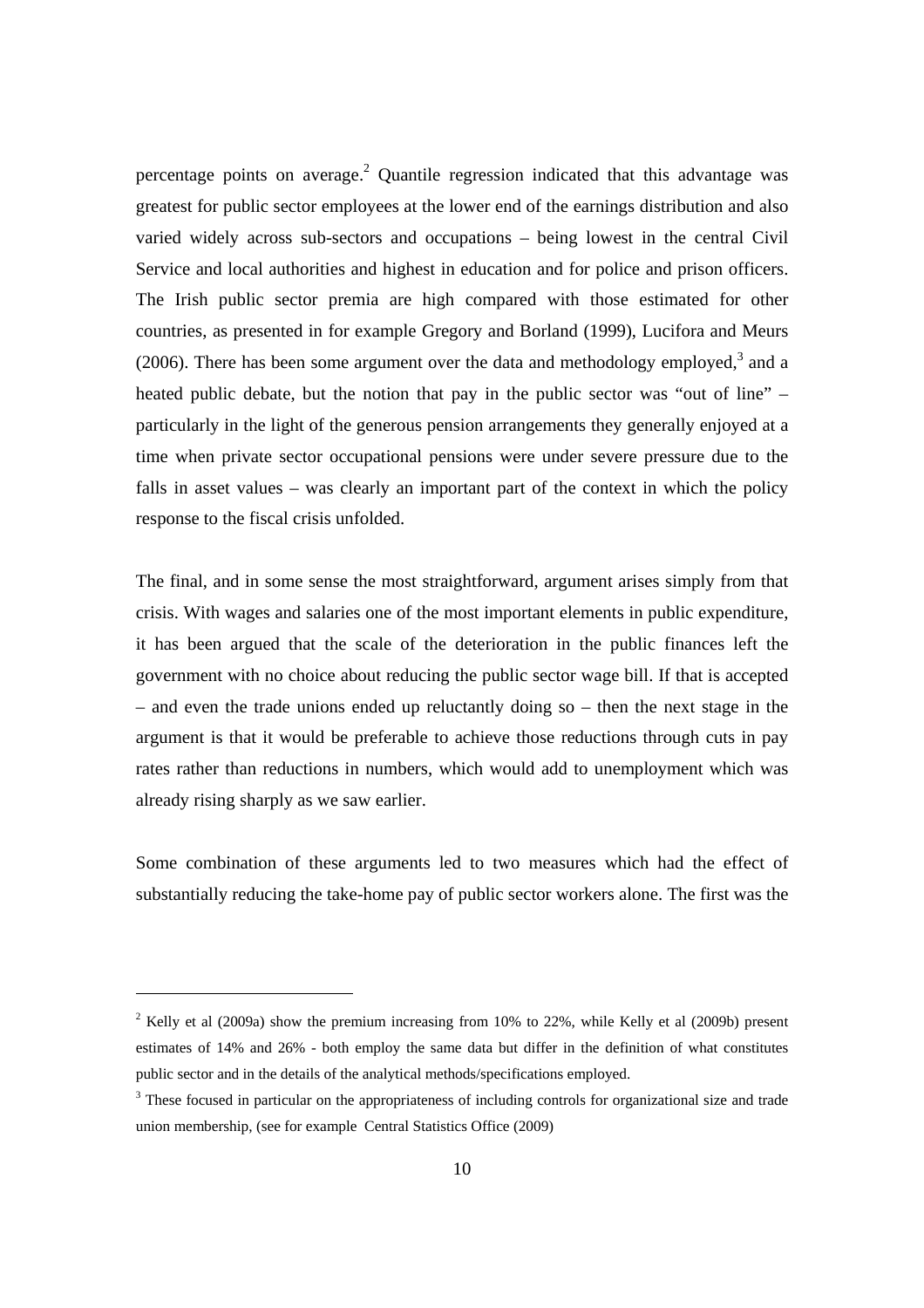percentage points on average.[2] Quantile regression indicated that this advantage was greatest for public sector employees at the lower end of the earnings distribution and also varied widely across sub-sectors and occupations – being lowest in the central Civil Service and local authorities and highest in education and for police and prison officers. The Irish public sector premia are high compared with those estimated for other countries, as presented in for example Gregory and Borland (1999), Lucifora and Meurs (2006). There has been some argument over the data and methodology employed,[3] and a heated public debate, but the notion that pay in the public sector was "out of line" – particularly in the light of the generous pension arrangements they generally enjoyed at a time when private sector occupational pensions were under severe pressure due to the falls in asset values – was clearly an important part of the context in which the policy response to the fiscal crisis unfolded.

The final, and in some sense the most straightforward, argument arises simply from that crisis. With wages and salaries one of the most important elements in public expenditure, it has been argued that the scale of the deterioration in the public finances left the government with no choice about reducing the public sector wage bill. If that is accepted – and even the trade unions ended up reluctantly doing so – then the next stage in the argument is that it would be preferable to achieve those reductions through cuts in pay rates rather than reductions in numbers, which would add to unemployment which was already rising sharply as we saw earlier.

Some combination of these arguments led to two measures which had the effect of substantially reducing the take-home pay of public sector workers alone. The first was the

---

[2] Kelly et al (2009a) show the premium increasing from 10% to 22%, while Kelly et al (2009b) present estimates of 14% and 26% - both employ the same data but differ in the definition of what constitutes public sector and in the details of the analytical methods/specifications employed.

[3] These focused in particular on the appropriateness of including controls for organizational size and trade union membership, (see for example Central Statistics Office (2009)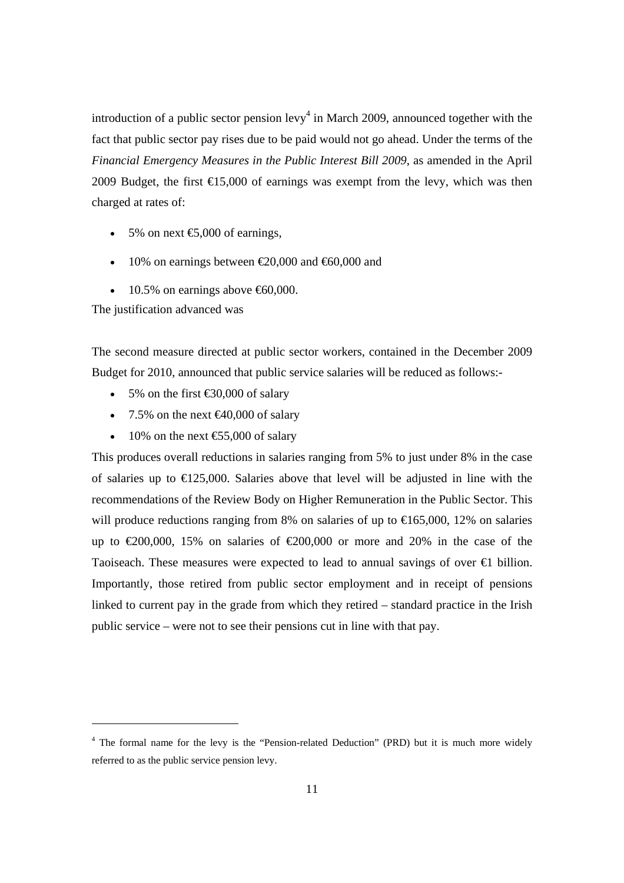introduction of a public sector pension levy[4] in March 2009, announced together with the fact that public sector pay rises due to be paid would not go ahead. Under the terms of the *Financial Emergency Measures in the Public Interest Bill 2009*, as amended in the April 2009 Budget, the first €15,000 of earnings was exempt from the levy, which was then charged at rates of:

- 5% on next €5,000 of earnings,
- 10% on earnings between €20,000 and €60,000 and
- 10.5% on earnings above €60,000.

The justification advanced was

The second measure directed at public sector workers, contained in the December 2009 Budget for 2010, announced that public service salaries will be reduced as follows:-

- 5% on the first €30,000 of salary
- 7.5% on the next €40,000 of salary
- 10% on the next €55,000 of salary

This produces overall reductions in salaries ranging from 5% to just under 8% in the case of salaries up to €125,000. Salaries above that level will be adjusted in line with the recommendations of the Review Body on Higher Remuneration in the Public Sector. This will produce reductions ranging from 8% on salaries of up to €165,000, 12% on salaries up to €200,000, 15% on salaries of €200,000 or more and 20% in the case of the Taoiseach. These measures were expected to lead to annual savings of over €1 billion. Importantly, those retired from public sector employment and in receipt of pensions linked to current pay in the grade from which they retired – standard practice in the Irish public service – were not to see their pensions cut in line with that pay.

[4] The formal name for the levy is the "Pension-related Deduction" (PRD) but it is much more widely referred to as the public service pension levy.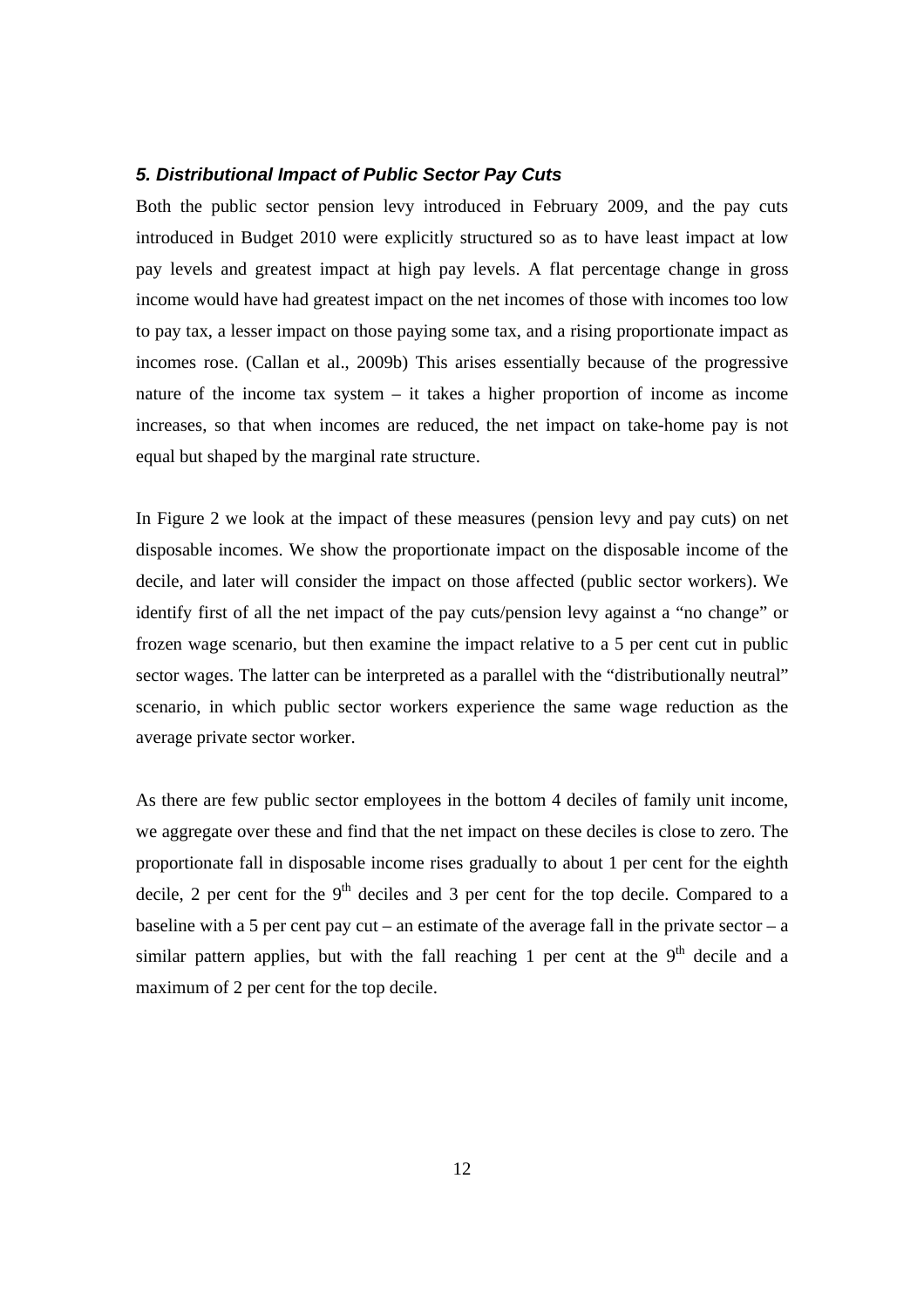### *5. Distributional Impact of Public Sector Pay Cuts*

Both the public sector pension levy introduced in February 2009, and the pay cuts introduced in Budget 2010 were explicitly structured so as to have least impact at low pay levels and greatest impact at high pay levels. A flat percentage change in gross income would have had greatest impact on the net incomes of those with incomes too low to pay tax, a lesser impact on those paying some tax, and a rising proportionate impact as incomes rose. (Callan et al., 2009b) This arises essentially because of the progressive nature of the income tax system – it takes a higher proportion of income as income increases, so that when incomes are reduced, the net impact on take-home pay is not equal but shaped by the marginal rate structure.

In Figure 2 we look at the impact of these measures (pension levy and pay cuts) on net disposable incomes. We show the proportionate impact on the disposable income of the decile, and later will consider the impact on those affected (public sector workers). We identify first of all the net impact of the pay cuts/pension levy against a "no change" or frozen wage scenario, but then examine the impact relative to a 5 per cent cut in public sector wages. The latter can be interpreted as a parallel with the "distributionally neutral" scenario, in which public sector workers experience the same wage reduction as the average private sector worker.

As there are few public sector employees in the bottom 4 deciles of family unit income, we aggregate over these and find that the net impact on these deciles is close to zero. The proportionate fall in disposable income rises gradually to about 1 per cent for the eighth decile, 2 per cent for the 9th deciles and 3 per cent for the top decile. Compared to a baseline with a 5 per cent pay cut – an estimate of the average fall in the private sector – a similar pattern applies, but with the fall reaching 1 per cent at the 9th decile and a maximum of 2 per cent for the top decile.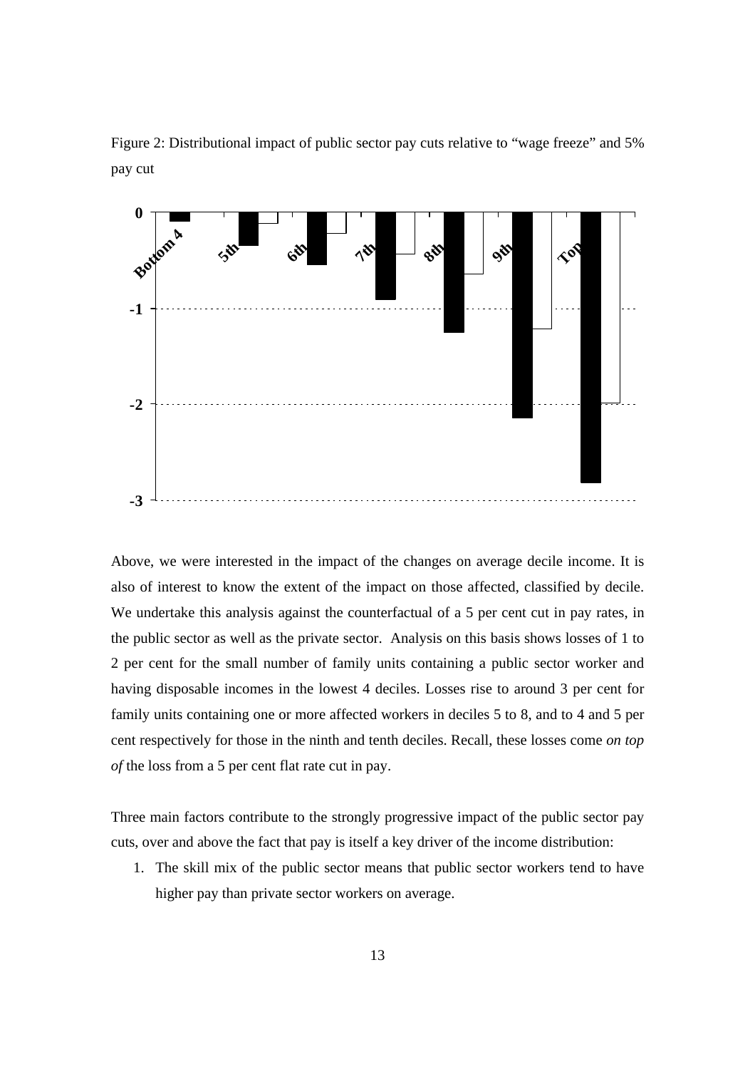Figure 2: Distributional impact of public sector pay cuts relative to "wage freeze" and 5% pay cut

Above, we were interested in the impact of the changes on average decile income. It is also of interest to know the extent of the impact on those affected, classified by decile. We undertake this analysis against the counterfactual of a 5 per cent cut in pay rates, in the public sector as well as the private sector. Analysis on this basis shows losses of 1 to 2 per cent for the small number of family units containing a public sector worker and having disposable incomes in the lowest 4 deciles. Losses rise to around 3 per cent for family units containing one or more affected workers in deciles 5 to 8, and to 4 and 5 per cent respectively for those in the ninth and tenth deciles. Recall, these losses come *on top of* the loss from a 5 per cent flat rate cut in pay.

Three main factors contribute to the strongly progressive impact of the public sector pay cuts, over and above the fact that pay is itself a key driver of the income distribution:

1. The skill mix of the public sector means that public sector workers tend to have higher pay than private sector workers on average.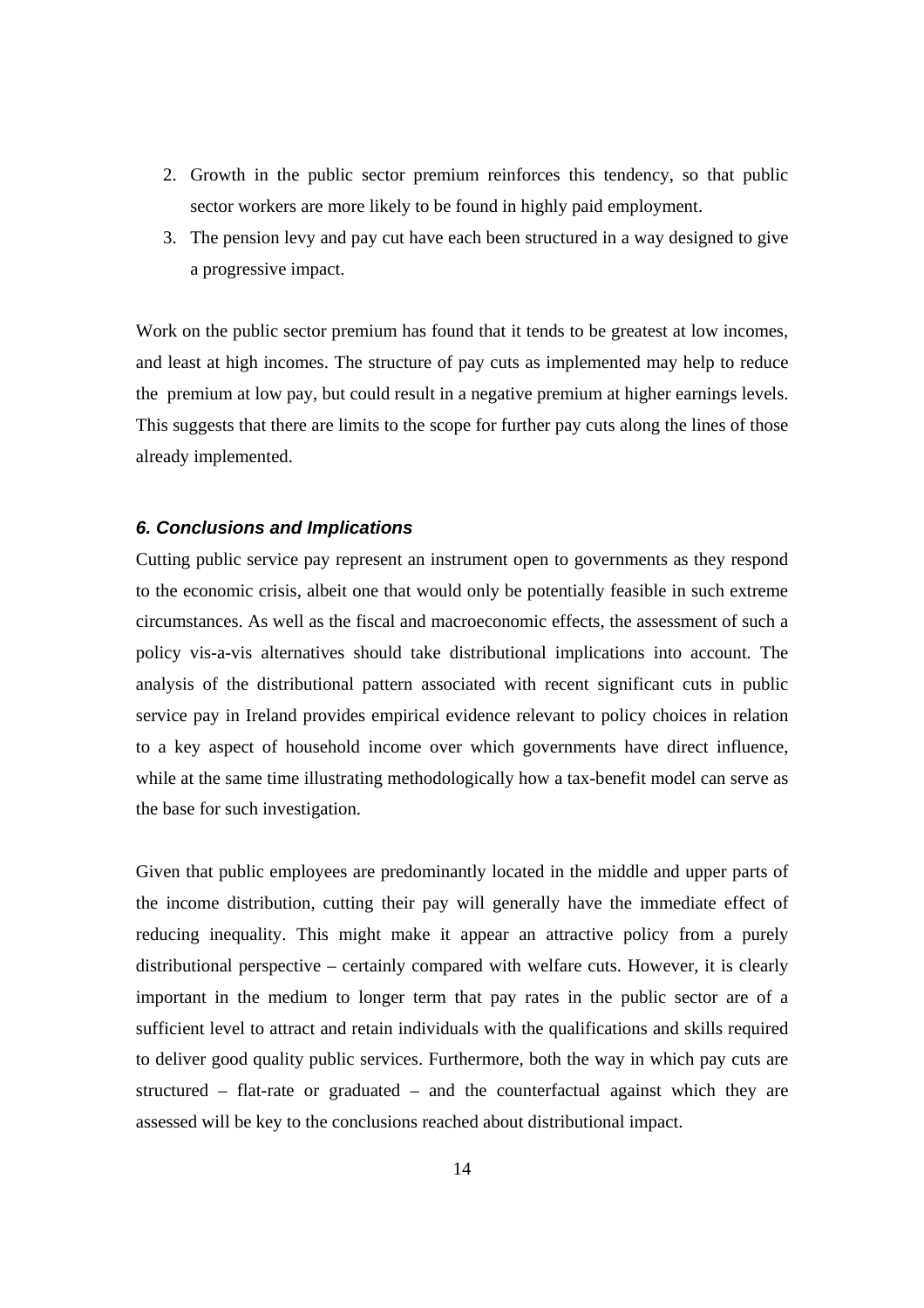2. Growth in the public sector premium reinforces this tendency, so that public sector workers are more likely to be found in highly paid employment.
3. The pension levy and pay cut have each been structured in a way designed to give a progressive impact.

Work on the public sector premium has found that it tends to be greatest at low incomes, and least at high incomes. The structure of pay cuts as implemented may help to reduce the premium at low pay, but could result in a negative premium at higher earnings levels. This suggests that there are limits to the scope for further pay cuts along the lines of those already implemented.

### *6. Conclusions and Implications*

Cutting public service pay represent an instrument open to governments as they respond to the economic crisis, albeit one that would only be potentially feasible in such extreme circumstances. As well as the fiscal and macroeconomic effects, the assessment of such a policy vis-a-vis alternatives should take distributional implications into account. The analysis of the distributional pattern associated with recent significant cuts in public service pay in Ireland provides empirical evidence relevant to policy choices in relation to a key aspect of household income over which governments have direct influence, while at the same time illustrating methodologically how a tax-benefit model can serve as the base for such investigation.

Given that public employees are predominantly located in the middle and upper parts of the income distribution, cutting their pay will generally have the immediate effect of reducing inequality. This might make it appear an attractive policy from a purely distributional perspective – certainly compared with welfare cuts. However, it is clearly important in the medium to longer term that pay rates in the public sector are of a sufficient level to attract and retain individuals with the qualifications and skills required to deliver good quality public services. Furthermore, both the way in which pay cuts are structured – flat-rate or graduated – and the counterfactual against which they are assessed will be key to the conclusions reached about distributional impact.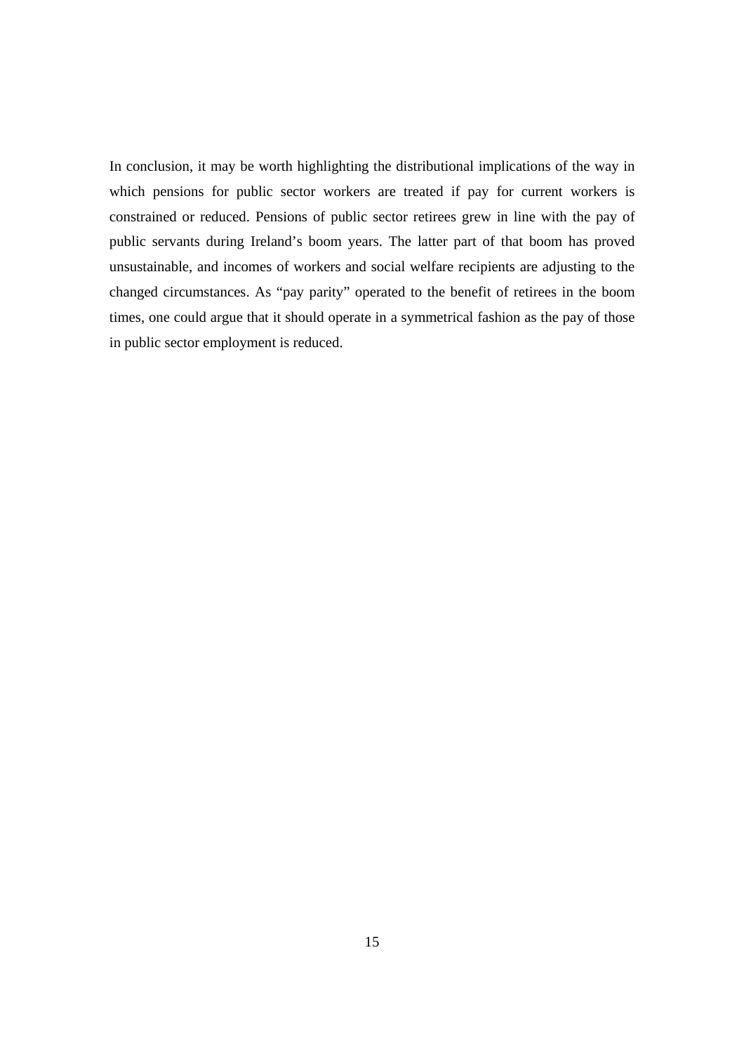In conclusion, it may be worth highlighting the distributional implications of the way in which pensions for public sector workers are treated if pay for current workers is constrained or reduced. Pensions of public sector retirees grew in line with the pay of public servants during Ireland's boom years. The latter part of that boom has proved unsustainable, and incomes of workers and social welfare recipients are adjusting to the changed circumstances. As "pay parity" operated to the benefit of retirees in the boom times, one could argue that it should operate in a symmetrical fashion as the pay of those in public sector employment is reduced.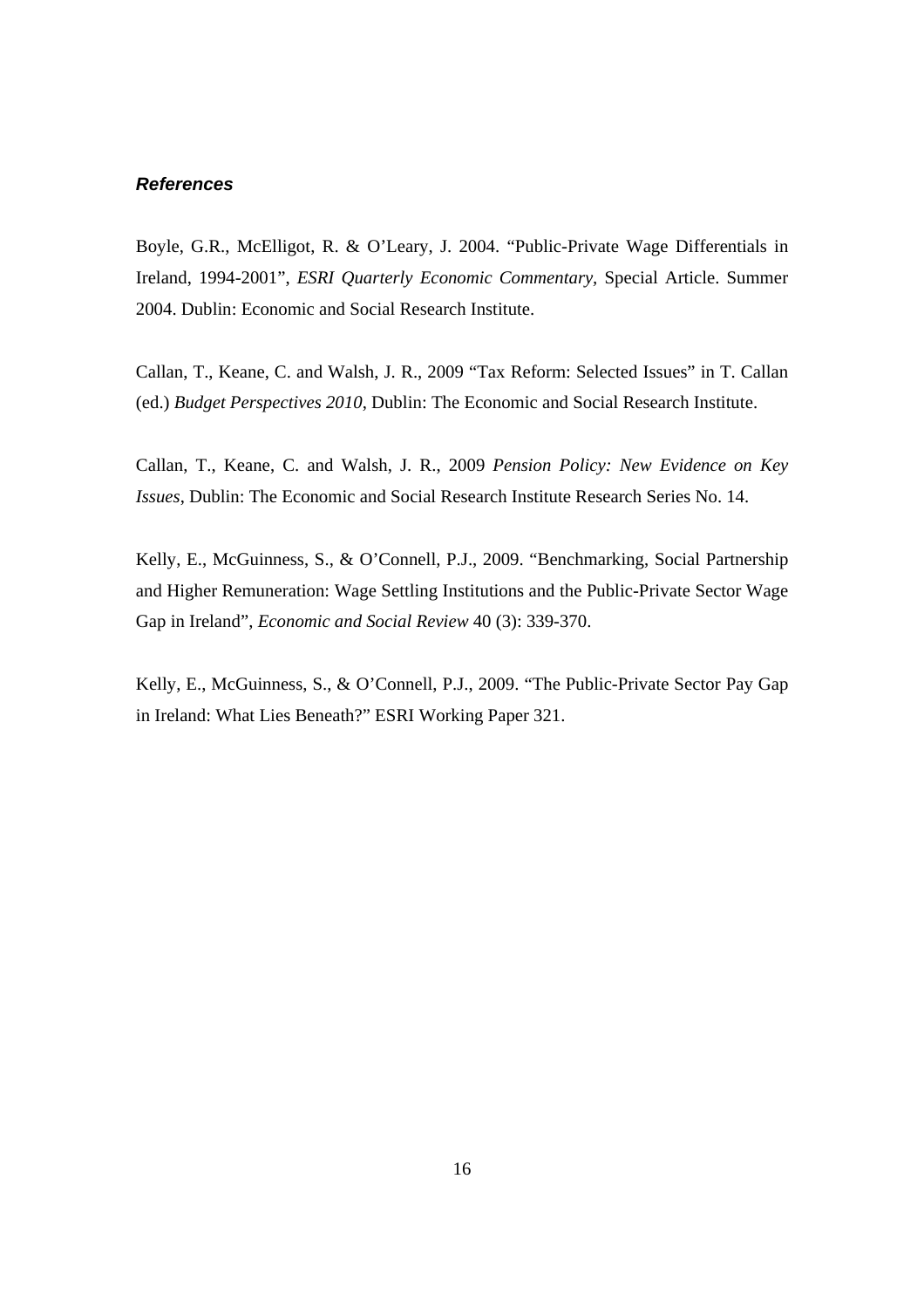### ***References***

Boyle, G.R., McElligot, R. & O'Leary, J. 2004. "Public-Private Wage Differentials in Ireland, 1994-2001", *ESRI Quarterly Economic Commentary*, Special Article. Summer 2004. Dublin: Economic and Social Research Institute.

Callan, T., Keane, C. and Walsh, J. R., 2009 "Tax Reform: Selected Issues" in T. Callan (ed.) *Budget Perspectives 2010*, Dublin: The Economic and Social Research Institute.

Callan, T., Keane, C. and Walsh, J. R., 2009 *Pension Policy: New Evidence on Key Issues*, Dublin: The Economic and Social Research Institute Research Series No. 14.

Kelly, E., McGuinness, S., & O'Connell, P.J., 2009. "Benchmarking, Social Partnership and Higher Remuneration: Wage Settling Institutions and the Public-Private Sector Wage Gap in Ireland", *Economic and Social Review* 40 (3): 339-370.

Kelly, E., McGuinness, S., & O'Connell, P.J., 2009. "The Public-Private Sector Pay Gap in Ireland: What Lies Beneath?" ESRI Working Paper 321.